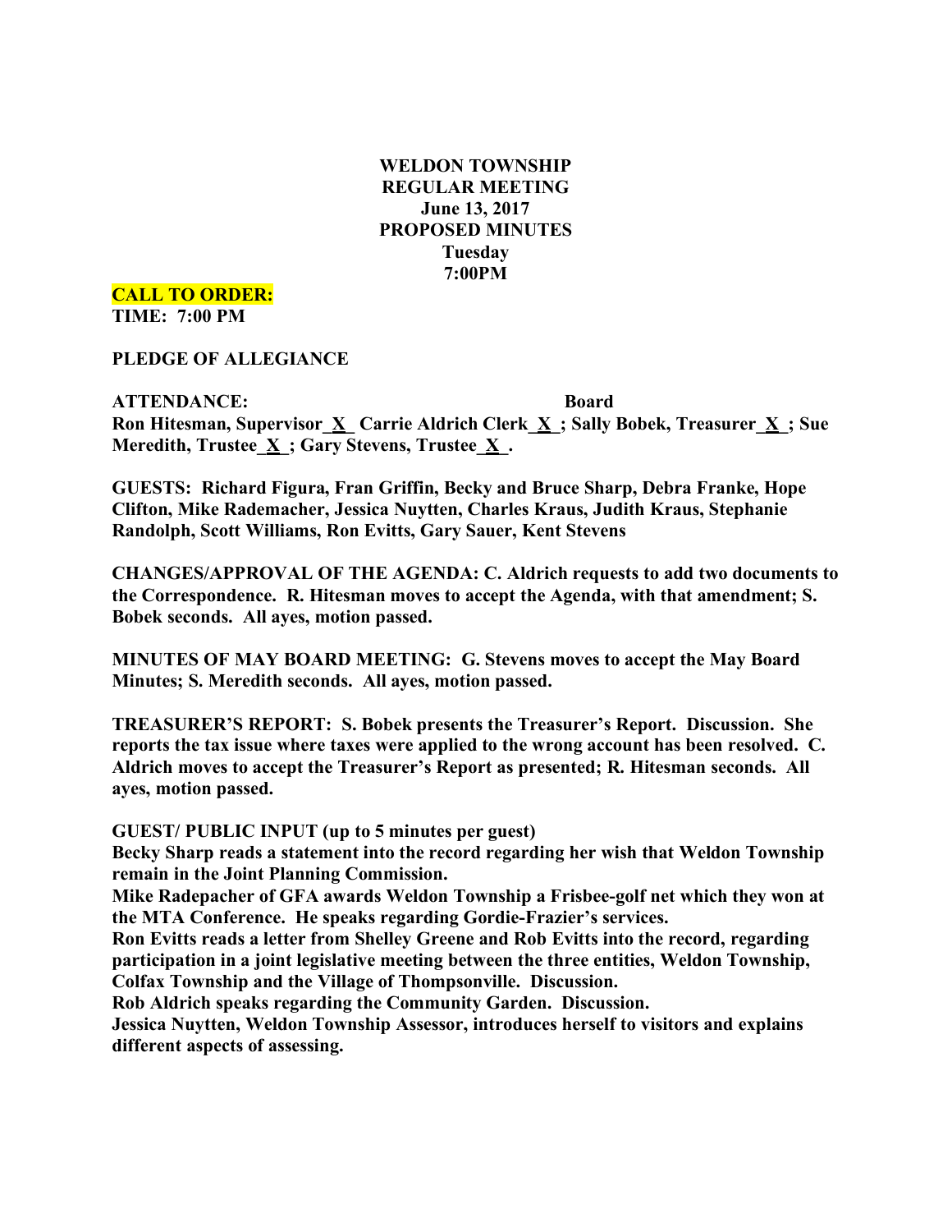# WELDON TOWNSHIP
## REGULAR MEETING
## June 13, 2017
## PROPOSED MINUTES
## Tuesday
## 7:00PM

**CALL TO ORDER:**
**TIME: 7:00 PM**

**PLEDGE OF ALLEGIANCE**

**ATTENDANCE: Board**
**Ron Hitesman, Supervisor_X_ Carrie Aldrich Clerk_X_; Sally Bobek, Treasurer_X_; Sue Meredith, Trustee_X_; Gary Stevens, Trustee_X_.**

**GUESTS: Richard Figura, Fran Griffin, Becky and Bruce Sharp, Debra Franke, Hope Clifton, Mike Rademacher, Jessica Nuytten, Charles Kraus, Judith Kraus, Stephanie Randolph, Scott Williams, Ron Evitts, Gary Sauer, Kent Stevens**

**CHANGES/APPROVAL OF THE AGENDA: C. Aldrich requests to add two documents to the Correspondence. R. Hitesman moves to accept the Agenda, with that amendment; S. Bobek seconds. All ayes, motion passed.**

**MINUTES OF MAY BOARD MEETING: G. Stevens moves to accept the May Board Minutes; S. Meredith seconds. All ayes, motion passed.**

**TREASURER'S REPORT: S. Bobek presents the Treasurer's Report. Discussion. She reports the tax issue where taxes were applied to the wrong account has been resolved. C. Aldrich moves to accept the Treasurer's Report as presented; R. Hitesman seconds. All ayes, motion passed.**

**GUEST/ PUBLIC INPUT (up to 5 minutes per guest)**
**Becky Sharp reads a statement into the record regarding her wish that Weldon Township remain in the Joint Planning Commission.**
**Mike Radepacher of GFA awards Weldon Township a Frisbee-golf net which they won at the MTA Conference. He speaks regarding Gordie-Frazier's services.**
**Ron Evitts reads a letter from Shelley Greene and Rob Evitts into the record, regarding participation in a joint legislative meeting between the three entities, Weldon Township, Colfax Township and the Village of Thompsonville. Discussion.**
**Rob Aldrich speaks regarding the Community Garden. Discussion.**
**Jessica Nuytten, Weldon Township Assessor, introduces herself to visitors and explains different aspects of assessing.**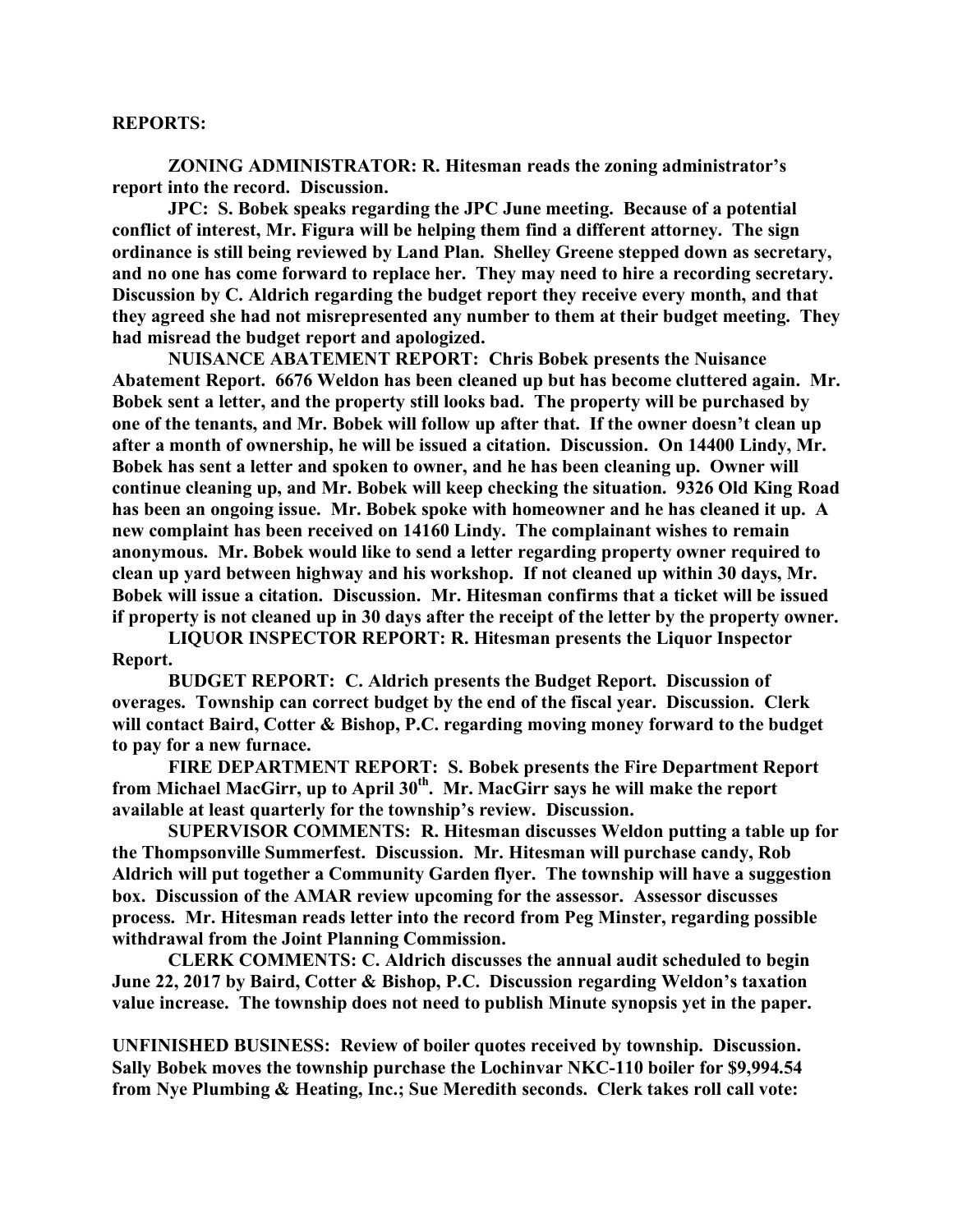**REPORTS:**

**ZONING ADMINISTRATOR: R. Hitesman reads the zoning administrator's report into the record. Discussion.**

**JPC: S. Bobek speaks regarding the JPC June meeting. Because of a potential conflict of interest, Mr. Figura will be helping them find a different attorney. The sign ordinance is still being reviewed by Land Plan. Shelley Greene stepped down as secretary, and no one has come forward to replace her. They may need to hire a recording secretary. Discussion by C. Aldrich regarding the budget report they receive every month, and that they agreed she had not misrepresented any number to them at their budget meeting. They had misread the budget report and apologized.**

**NUISANCE ABATEMENT REPORT: Chris Bobek presents the Nuisance Abatement Report. 6676 Weldon has been cleaned up but has become cluttered again. Mr. Bobek sent a letter, and the property still looks bad. The property will be purchased by one of the tenants, and Mr. Bobek will follow up after that. If the owner doesn't clean up after a month of ownership, he will be issued a citation. Discussion. On 14400 Lindy, Mr. Bobek has sent a letter and spoken to owner, and he has been cleaning up. Owner will continue cleaning up, and Mr. Bobek will keep checking the situation. 9326 Old King Road has been an ongoing issue. Mr. Bobek spoke with homeowner and he has cleaned it up. A new complaint has been received on 14160 Lindy. The complainant wishes to remain anonymous. Mr. Bobek would like to send a letter regarding property owner required to clean up yard between highway and his workshop. If not cleaned up within 30 days, Mr. Bobek will issue a citation. Discussion. Mr. Hitesman confirms that a ticket will be issued if property is not cleaned up in 30 days after the receipt of the letter by the property owner.**

**LIQUOR INSPECTOR REPORT: R. Hitesman presents the Liquor Inspector Report.**

**BUDGET REPORT: C. Aldrich presents the Budget Report. Discussion of overages. Township can correct budget by the end of the fiscal year. Discussion. Clerk will contact Baird, Cotter & Bishop, P.C. regarding moving money forward to the budget to pay for a new furnace.**

**FIRE DEPARTMENT REPORT: S. Bobek presents the Fire Department Report from Michael MacGirr, up to April 30th. Mr. MacGirr says he will make the report available at least quarterly for the township's review. Discussion.**

**SUPERVISOR COMMENTS: R. Hitesman discusses Weldon putting a table up for the Thompsonville Summerfest. Discussion. Mr. Hitesman will purchase candy, Rob Aldrich will put together a Community Garden flyer. The township will have a suggestion box. Discussion of the AMAR review upcoming for the assessor. Assessor discusses process. Mr. Hitesman reads letter into the record from Peg Minster, regarding possible withdrawal from the Joint Planning Commission.**

**CLERK COMMENTS: C. Aldrich discusses the annual audit scheduled to begin June 22, 2017 by Baird, Cotter & Bishop, P.C. Discussion regarding Weldon's taxation value increase. The township does not need to publish Minute synopsis yet in the paper.**

**UNFINISHED BUSINESS: Review of boiler quotes received by township. Discussion. Sally Bobek moves the township purchase the Lochinvar NKC-110 boiler for $9,994.54 from Nye Plumbing & Heating, Inc.; Sue Meredith seconds. Clerk takes roll call vote:**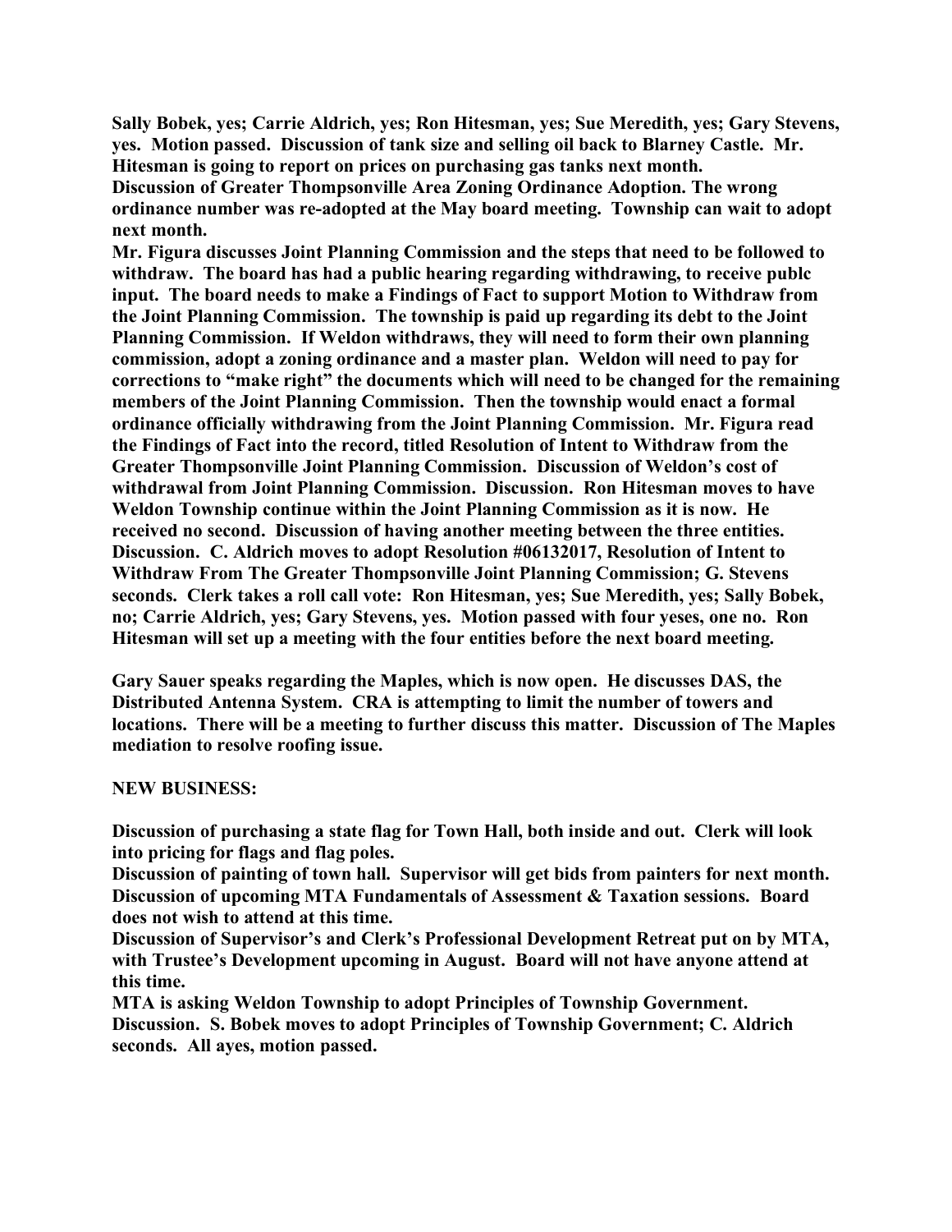**Sally Bobek, yes; Carrie Aldrich, yes; Ron Hitesman, yes; Sue Meredith, yes; Gary Stevens, yes. Motion passed. Discussion of tank size and selling oil back to Blarney Castle. Mr. Hitesman is going to report on prices on purchasing gas tanks next month.**
**Discussion of Greater Thompsonville Area Zoning Ordinance Adoption. The wrong ordinance number was re-adopted at the May board meeting. Township can wait to adopt next month.**
**Mr. Figura discusses Joint Planning Commission and the steps that need to be followed to withdraw. The board has had a public hearing regarding withdrawing, to receive publc input. The board needs to make a Findings of Fact to support Motion to Withdraw from the Joint Planning Commission. The township is paid up regarding its debt to the Joint Planning Commission. If Weldon withdraws, they will need to form their own planning commission, adopt a zoning ordinance and a master plan. Weldon will need to pay for corrections to "make right" the documents which will need to be changed for the remaining members of the Joint Planning Commission. Then the township would enact a formal ordinance officially withdrawing from the Joint Planning Commission. Mr. Figura read the Findings of Fact into the record, titled Resolution of Intent to Withdraw from the Greater Thompsonville Joint Planning Commission. Discussion of Weldon's cost of withdrawal from Joint Planning Commission. Discussion. Ron Hitesman moves to have Weldon Township continue within the Joint Planning Commission as it is now. He received no second. Discussion of having another meeting between the three entities. Discussion. C. Aldrich moves to adopt Resolution #06132017, Resolution of Intent to Withdraw From The Greater Thompsonville Joint Planning Commission; G. Stevens seconds. Clerk takes a roll call vote: Ron Hitesman, yes; Sue Meredith, yes; Sally Bobek, no; Carrie Aldrich, yes; Gary Stevens, yes. Motion passed with four yeses, one no. Ron Hitesman will set up a meeting with the four entities before the next board meeting.**

**Gary Sauer speaks regarding the Maples, which is now open. He discusses DAS, the Distributed Antenna System. CRA is attempting to limit the number of towers and locations. There will be a meeting to further discuss this matter. Discussion of The Maples mediation to resolve roofing issue.**

**NEW BUSINESS:**

**Discussion of purchasing a state flag for Town Hall, both inside and out. Clerk will look into pricing for flags and flag poles.**
**Discussion of painting of town hall. Supervisor will get bids from painters for next month.**
**Discussion of upcoming MTA Fundamentals of Assessment & Taxation sessions. Board does not wish to attend at this time.**
**Discussion of Supervisor's and Clerk's Professional Development Retreat put on by MTA, with Trustee's Development upcoming in August. Board will not have anyone attend at this time.**
**MTA is asking Weldon Township to adopt Principles of Township Government. Discussion. S. Bobek moves to adopt Principles of Township Government; C. Aldrich seconds. All ayes, motion passed.**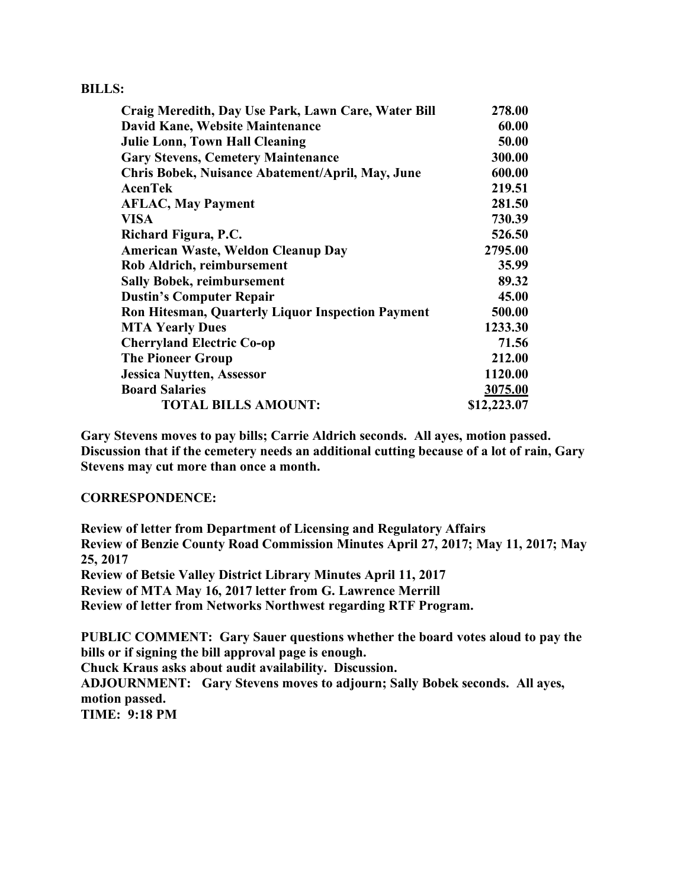**BILLS:**

| | |
|---|---|
| **Craig Meredith, Day Use Park, Lawn Care, Water Bill** | **278.00** |
| **David Kane, Website Maintenance** | **60.00** |
| **Julie Lonn, Town Hall Cleaning** | **50.00** |
| **Gary Stevens, Cemetery Maintenance** | **300.00** |
| **Chris Bobek, Nuisance Abatement/April, May, June** | **600.00** |
| **AcenTek** | **219.51** |
| **AFLAC, May Payment** | **281.50** |
| **VISA** | **730.39** |
| **Richard Figura, P.C.** | **526.50** |
| **American Waste, Weldon Cleanup Day** | **2795.00** |
| **Rob Aldrich, reimbursement** | **35.99** |
| **Sally Bobek, reimbursement** | **89.32** |
| **Dustin's Computer Repair** | **45.00** |
| **Ron Hitesman, Quarterly Liquor Inspection Payment** | **500.00** |
| **MTA Yearly Dues** | **1233.30** |
| **Cherryland Electric Co-op** | **71.56** |
| **The Pioneer Group** | **212.00** |
| **Jessica Nuytten, Assessor** | **1120.00** |
| **Board Salaries** | **3075.00** |
| **TOTAL BILLS AMOUNT:** | **$12,223.07** |

**Gary Stevens moves to pay bills; Carrie Aldrich seconds. All ayes, motion passed. Discussion that if the cemetery needs an additional cutting because of a lot of rain, Gary Stevens may cut more than once a month.**

**CORRESPONDENCE:**

**Review of letter from Department of Licensing and Regulatory Affairs**
**Review of Benzie County Road Commission Minutes April 27, 2017; May 11, 2017; May 25, 2017**
**Review of Betsie Valley District Library Minutes April 11, 2017**
**Review of MTA May 16, 2017 letter from G. Lawrence Merrill**
**Review of letter from Networks Northwest regarding RTF Program.**

**PUBLIC COMMENT: Gary Sauer questions whether the board votes aloud to pay the bills or if signing the bill approval page is enough.**
**Chuck Kraus asks about audit availability. Discussion.**
**ADJOURNMENT: Gary Stevens moves to adjourn; Sally Bobek seconds. All ayes, motion passed.**
**TIME: 9:18 PM**